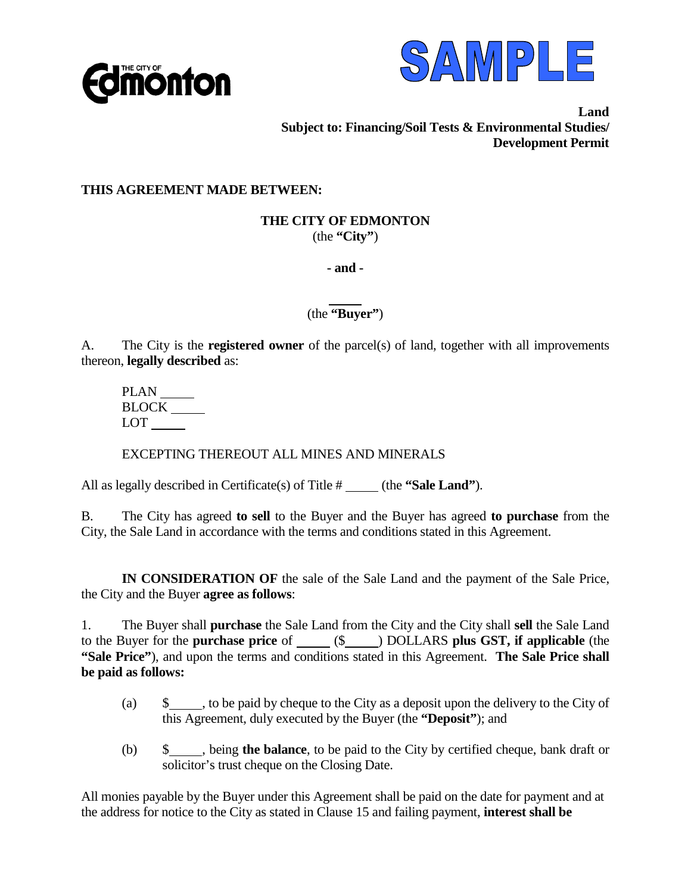THE CITY OF Edmonton

SAMPLE

**Land**
**Subject to: Financing/Soil Tests & Environmental Studies/ Development Permit**

**THIS AGREEMENT MADE BETWEEN:**

**THE CITY OF EDMONTON**
(the **"City"**)

**- and -**

_____
(the **"Buyer"**)

A. The City is the **registered owner** of the parcel(s) of land, together with all improvements thereon, **legally described** as:

PLAN _____
BLOCK _____
LOT _____

EXCEPTING THEREOUT ALL MINES AND MINERALS

All as legally described in Certificate(s) of Title # _____ (the **"Sale Land"**).

B. The City has agreed **to sell** to the Buyer and the Buyer has agreed **to purchase** from the City, the Sale Land in accordance with the terms and conditions stated in this Agreement.

**IN CONSIDERATION OF** the sale of the Sale Land and the payment of the Sale Price, the City and the Buyer **agree as follows**:

1. The Buyer shall **purchase** the Sale Land from the City and the City shall **sell** the Sale Land to the Buyer for the **purchase price** of _____ ($_____) DOLLARS **plus GST, if applicable** (the **"Sale Price"**), and upon the terms and conditions stated in this Agreement. **The Sale Price shall be paid as follows:**

   (a) $_____, to be paid by cheque to the City as a deposit upon the delivery to the City of this Agreement, duly executed by the Buyer (the **"Deposit"**); and

   (b) $_____, being **the balance**, to be paid to the City by certified cheque, bank draft or solicitor's trust cheque on the Closing Date.

All monies payable by the Buyer under this Agreement shall be paid on the date for payment and at the address for notice to the City as stated in Clause 15 and failing payment, **interest shall be**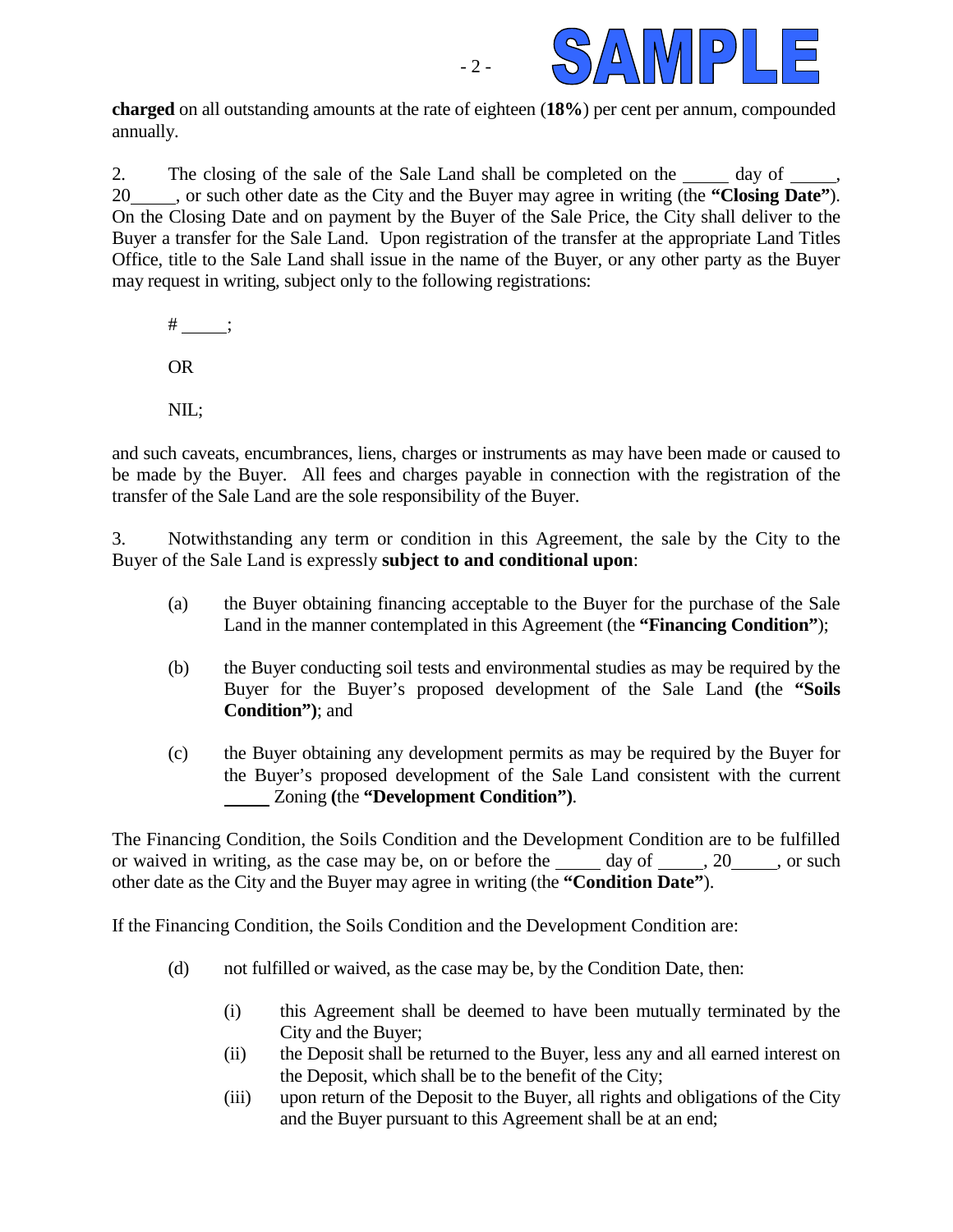**charged** on all outstanding amounts at the rate of eighteen (**18%**) per cent per annum, compounded annually.

2. The closing of the sale of the Sale Land shall be completed on the _____ day of _____, 20_____, or such other date as the City and the Buyer may agree in writing (the **"Closing Date"**). On the Closing Date and on payment by the Buyer of the Sale Price, the City shall deliver to the Buyer a transfer for the Sale Land. Upon registration of the transfer at the appropriate Land Titles Office, title to the Sale Land shall issue in the name of the Buyer, or any other party as the Buyer may request in writing, subject only to the following registrations:

# _____;

OR

NIL;

and such caveats, encumbrances, liens, charges or instruments as may have been made or caused to be made by the Buyer. All fees and charges payable in connection with the registration of the transfer of the Sale Land are the sole responsibility of the Buyer.

3. Notwithstanding any term or condition in this Agreement, the sale by the City to the Buyer of the Sale Land is expressly **subject to and conditional upon**:

(a) the Buyer obtaining financing acceptable to the Buyer for the purchase of the Sale Land in the manner contemplated in this Agreement (the **"Financing Condition"**);

(b) the Buyer conducting soil tests and environmental studies as may be required by the Buyer for the Buyer's proposed development of the Sale Land **(**the **"Soils Condition")**; and

(c) the Buyer obtaining any development permits as may be required by the Buyer for the Buyer's proposed development of the Sale Land consistent with the current _____ Zoning **(**the **"Development Condition")**.

The Financing Condition, the Soils Condition and the Development Condition are to be fulfilled or waived in writing, as the case may be, on or before the _____ day of _____, 20_____, or such other date as the City and the Buyer may agree in writing (the **"Condition Date"**).

If the Financing Condition, the Soils Condition and the Development Condition are:

(d) not fulfilled or waived, as the case may be, by the Condition Date, then:

(i) this Agreement shall be deemed to have been mutually terminated by the City and the Buyer;

(ii) the Deposit shall be returned to the Buyer, less any and all earned interest on the Deposit, which shall be to the benefit of the City;

(iii) upon return of the Deposit to the Buyer, all rights and obligations of the City and the Buyer pursuant to this Agreement shall be at an end;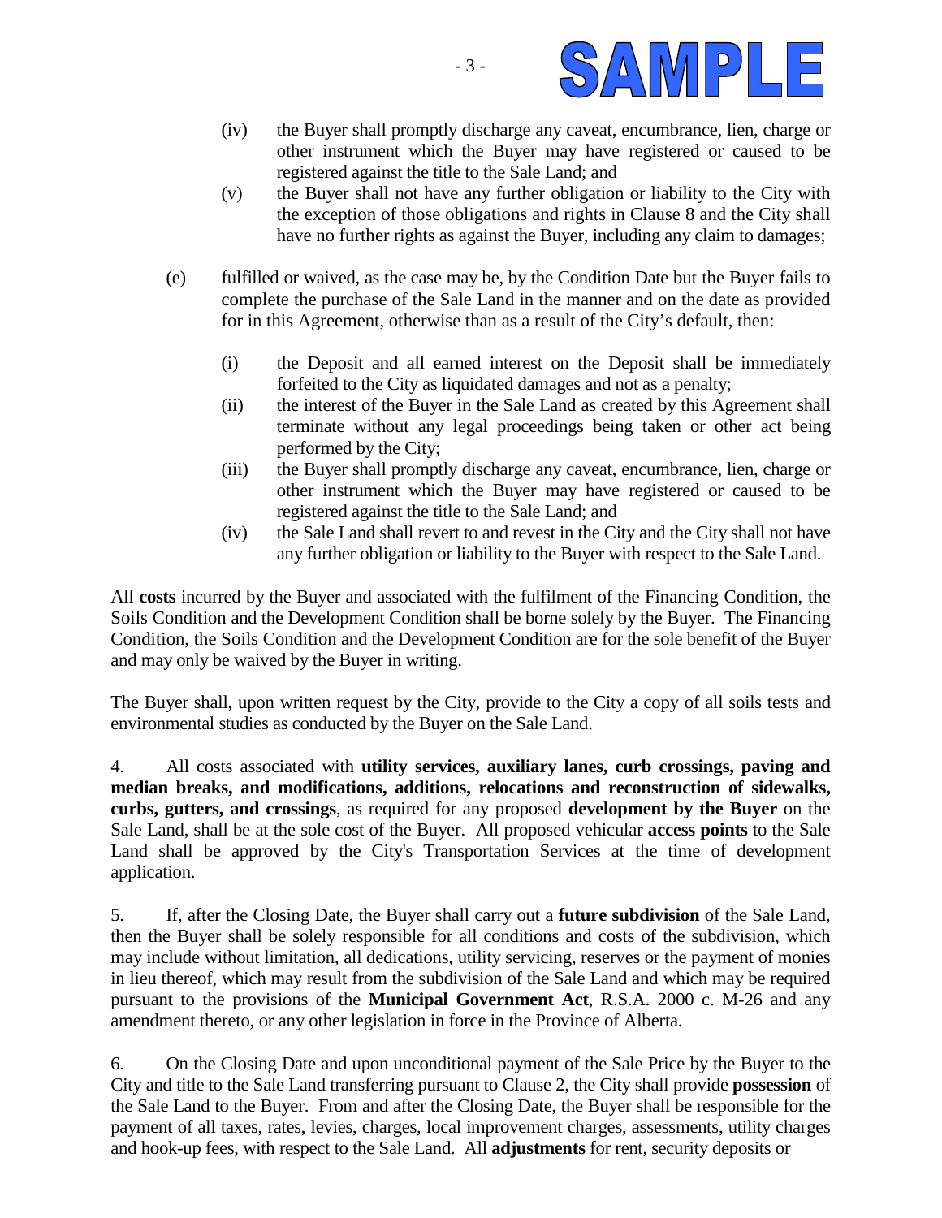(iv) the Buyer shall promptly discharge any caveat, encumbrance, lien, charge or other instrument which the Buyer may have registered or caused to be registered against the title to the Sale Land; and

(v) the Buyer shall not have any further obligation or liability to the City with the exception of those obligations and rights in Clause 8 and the City shall have no further rights as against the Buyer, including any claim to damages;

(e) fulfilled or waived, as the case may be, by the Condition Date but the Buyer fails to complete the purchase of the Sale Land in the manner and on the date as provided for in this Agreement, otherwise than as a result of the City's default, then:

(i) the Deposit and all earned interest on the Deposit shall be immediately forfeited to the City as liquidated damages and not as a penalty;

(ii) the interest of the Buyer in the Sale Land as created by this Agreement shall terminate without any legal proceedings being taken or other act being performed by the City;

(iii) the Buyer shall promptly discharge any caveat, encumbrance, lien, charge or other instrument which the Buyer may have registered or caused to be registered against the title to the Sale Land; and

(iv) the Sale Land shall revert to and revest in the City and the City shall not have any further obligation or liability to the Buyer with respect to the Sale Land.

All **costs** incurred by the Buyer and associated with the fulfilment of the Financing Condition, the Soils Condition and the Development Condition shall be borne solely by the Buyer. The Financing Condition, the Soils Condition and the Development Condition are for the sole benefit of the Buyer and may only be waived by the Buyer in writing.

The Buyer shall, upon written request by the City, provide to the City a copy of all soils tests and environmental studies as conducted by the Buyer on the Sale Land.

4. All costs associated with **utility services, auxiliary lanes, curb crossings, paving and median breaks, and modifications, additions, relocations and reconstruction of sidewalks, curbs, gutters, and crossings**, as required for any proposed **development by the Buyer** on the Sale Land, shall be at the sole cost of the Buyer. All proposed vehicular **access points** to the Sale Land shall be approved by the City's Transportation Services at the time of development application.

5. If, after the Closing Date, the Buyer shall carry out a **future subdivision** of the Sale Land, then the Buyer shall be solely responsible for all conditions and costs of the subdivision, which may include without limitation, all dedications, utility servicing, reserves or the payment of monies in lieu thereof, which may result from the subdivision of the Sale Land and which may be required pursuant to the provisions of the **Municipal Government Act**, R.S.A. 2000 c. M-26 and any amendment thereto, or any other legislation in force in the Province of Alberta.

6. On the Closing Date and upon unconditional payment of the Sale Price by the Buyer to the City and title to the Sale Land transferring pursuant to Clause 2, the City shall provide **possession** of the Sale Land to the Buyer. From and after the Closing Date, the Buyer shall be responsible for the payment of all taxes, rates, levies, charges, local improvement charges, assessments, utility charges and hook-up fees, with respect to the Sale Land. All **adjustments** for rent, security deposits or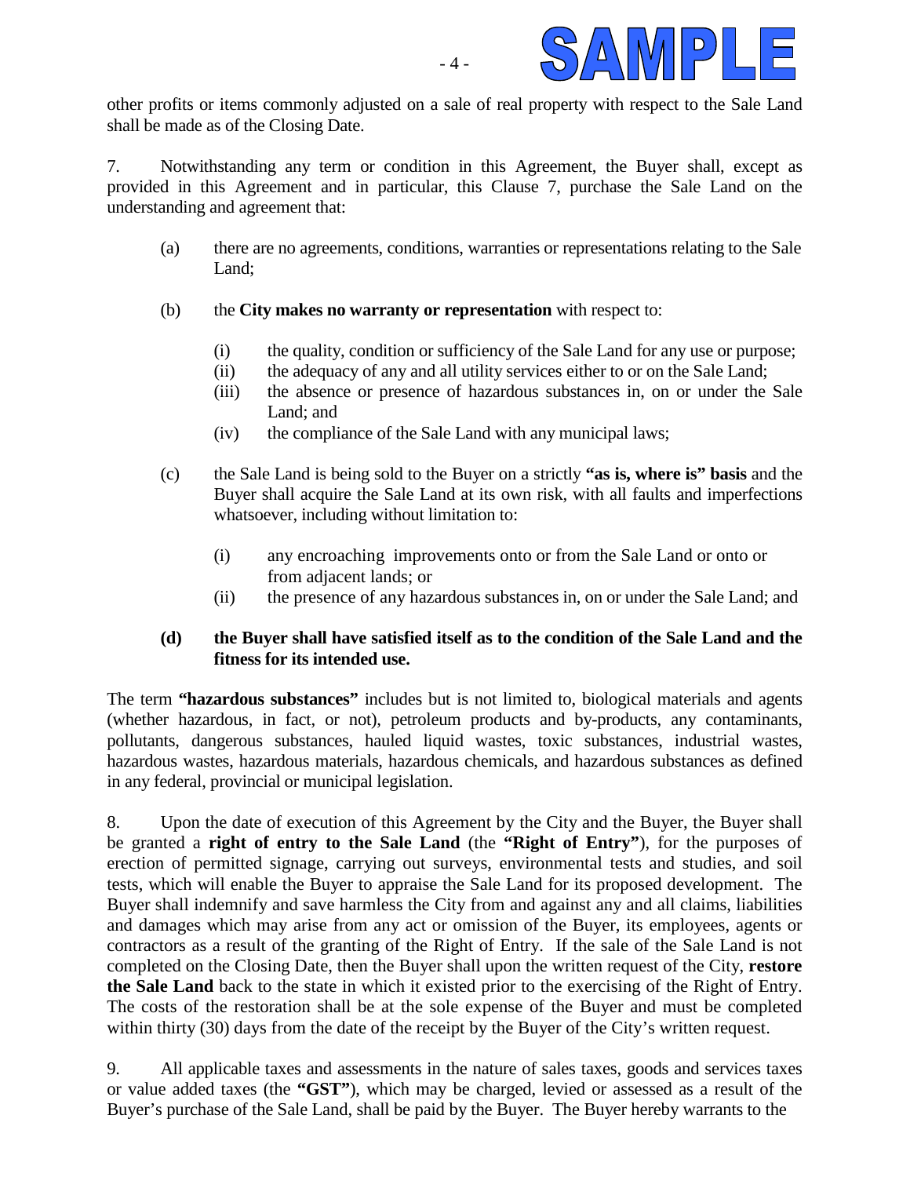other profits or items commonly adjusted on a sale of real property with respect to the Sale Land shall be made as of the Closing Date.

7. Notwithstanding any term or condition in this Agreement, the Buyer shall, except as provided in this Agreement and in particular, this Clause 7, purchase the Sale Land on the understanding and agreement that:

(a) there are no agreements, conditions, warranties or representations relating to the Sale Land;

(b) the **City makes no warranty or representation** with respect to:

  (i) the quality, condition or sufficiency of the Sale Land for any use or purpose;
  (ii) the adequacy of any and all utility services either to or on the Sale Land;
  (iii) the absence or presence of hazardous substances in, on or under the Sale Land; and
  (iv) the compliance of the Sale Land with any municipal laws;

(c) the Sale Land is being sold to the Buyer on a strictly **"as is, where is" basis** and the Buyer shall acquire the Sale Land at its own risk, with all faults and imperfections whatsoever, including without limitation to:

  (i) any encroaching improvements onto or from the Sale Land or onto or from adjacent lands; or
  (ii) the presence of any hazardous substances in, on or under the Sale Land; and

**(d) the Buyer shall have satisfied itself as to the condition of the Sale Land and the fitness for its intended use.**

The term **"hazardous substances"** includes but is not limited to, biological materials and agents (whether hazardous, in fact, or not), petroleum products and by-products, any contaminants, pollutants, dangerous substances, hauled liquid wastes, toxic substances, industrial wastes, hazardous wastes, hazardous materials, hazardous chemicals, and hazardous substances as defined in any federal, provincial or municipal legislation.

8. Upon the date of execution of this Agreement by the City and the Buyer, the Buyer shall be granted a **right of entry to the Sale Land** (the **"Right of Entry"**), for the purposes of erection of permitted signage, carrying out surveys, environmental tests and studies, and soil tests, which will enable the Buyer to appraise the Sale Land for its proposed development. The Buyer shall indemnify and save harmless the City from and against any and all claims, liabilities and damages which may arise from any act or omission of the Buyer, its employees, agents or contractors as a result of the granting of the Right of Entry. If the sale of the Sale Land is not completed on the Closing Date, then the Buyer shall upon the written request of the City, **restore the Sale Land** back to the state in which it existed prior to the exercising of the Right of Entry. The costs of the restoration shall be at the sole expense of the Buyer and must be completed within thirty (30) days from the date of the receipt by the Buyer of the City's written request.

9. All applicable taxes and assessments in the nature of sales taxes, goods and services taxes or value added taxes (the **"GST"**), which may be charged, levied or assessed as a result of the Buyer's purchase of the Sale Land, shall be paid by the Buyer. The Buyer hereby warrants to the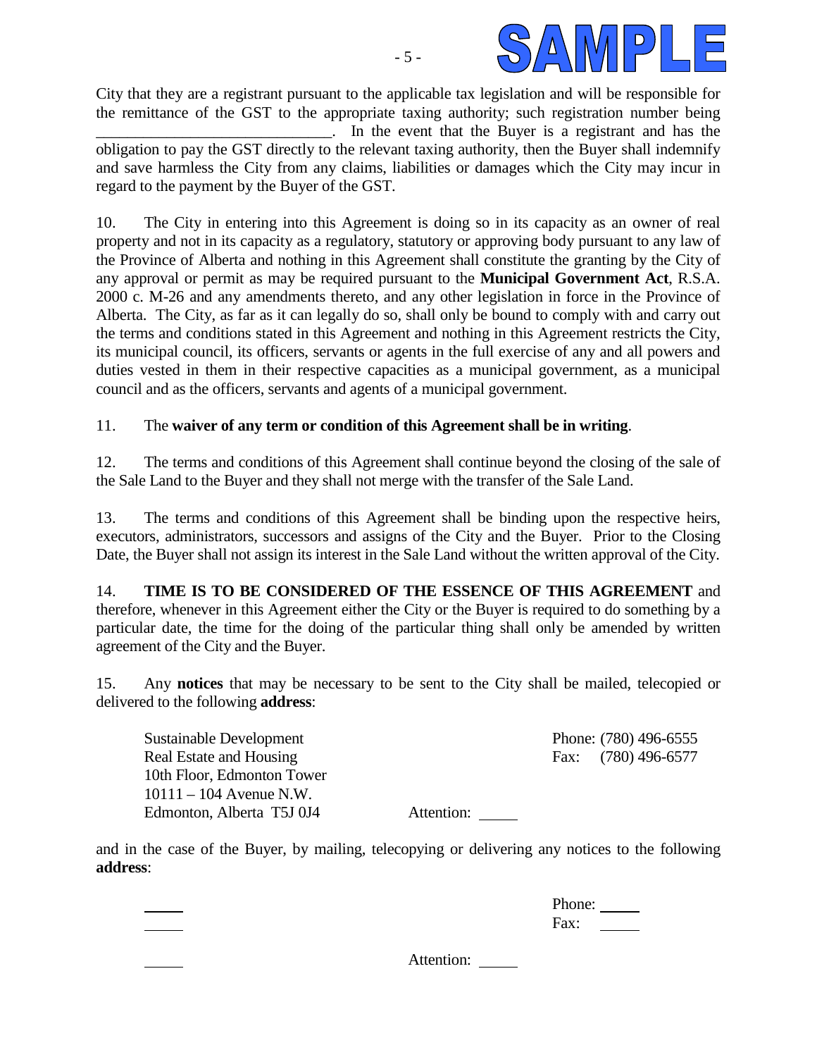City that they are a registrant pursuant to the applicable tax legislation and will be responsible for the remittance of the GST to the appropriate taxing authority; such registration number being _____________________________. In the event that the Buyer is a registrant and has the obligation to pay the GST directly to the relevant taxing authority, then the Buyer shall indemnify and save harmless the City from any claims, liabilities or damages which the City may incur in regard to the payment by the Buyer of the GST.

10. The City in entering into this Agreement is doing so in its capacity as an owner of real property and not in its capacity as a regulatory, statutory or approving body pursuant to any law of the Province of Alberta and nothing in this Agreement shall constitute the granting by the City of any approval or permit as may be required pursuant to the **Municipal Government Act**, R.S.A. 2000 c. M-26 and any amendments thereto, and any other legislation in force in the Province of Alberta. The City, as far as it can legally do so, shall only be bound to comply with and carry out the terms and conditions stated in this Agreement and nothing in this Agreement restricts the City, its municipal council, its officers, servants or agents in the full exercise of any and all powers and duties vested in them in their respective capacities as a municipal government, as a municipal council and as the officers, servants and agents of a municipal government.

11. The **waiver of any term or condition of this Agreement shall be in writing**.

12. The terms and conditions of this Agreement shall continue beyond the closing of the sale of the Sale Land to the Buyer and they shall not merge with the transfer of the Sale Land.

13. The terms and conditions of this Agreement shall be binding upon the respective heirs, executors, administrators, successors and assigns of the City and the Buyer. Prior to the Closing Date, the Buyer shall not assign its interest in the Sale Land without the written approval of the City.

14. **TIME IS TO BE CONSIDERED OF THE ESSENCE OF THIS AGREEMENT** and therefore, whenever in this Agreement either the City or the Buyer is required to do something by a particular date, the time for the doing of the particular thing shall only be amended by written agreement of the City and the Buyer.

15. Any **notices** that may be necessary to be sent to the City shall be mailed, telecopied or delivered to the following **address**:

Sustainable Development
Real Estate and Housing
10th Floor, Edmonton Tower
10111 – 104 Avenue N.W.
Edmonton, Alberta T5J 0J4

Phone: (780) 496-6555
Fax: (780) 496-6577

Attention: _____

and in the case of the Buyer, by mailing, telecopying or delivering any notices to the following **address**:

_____
_____

_____

Phone: _____
Fax: _____

Attention: _____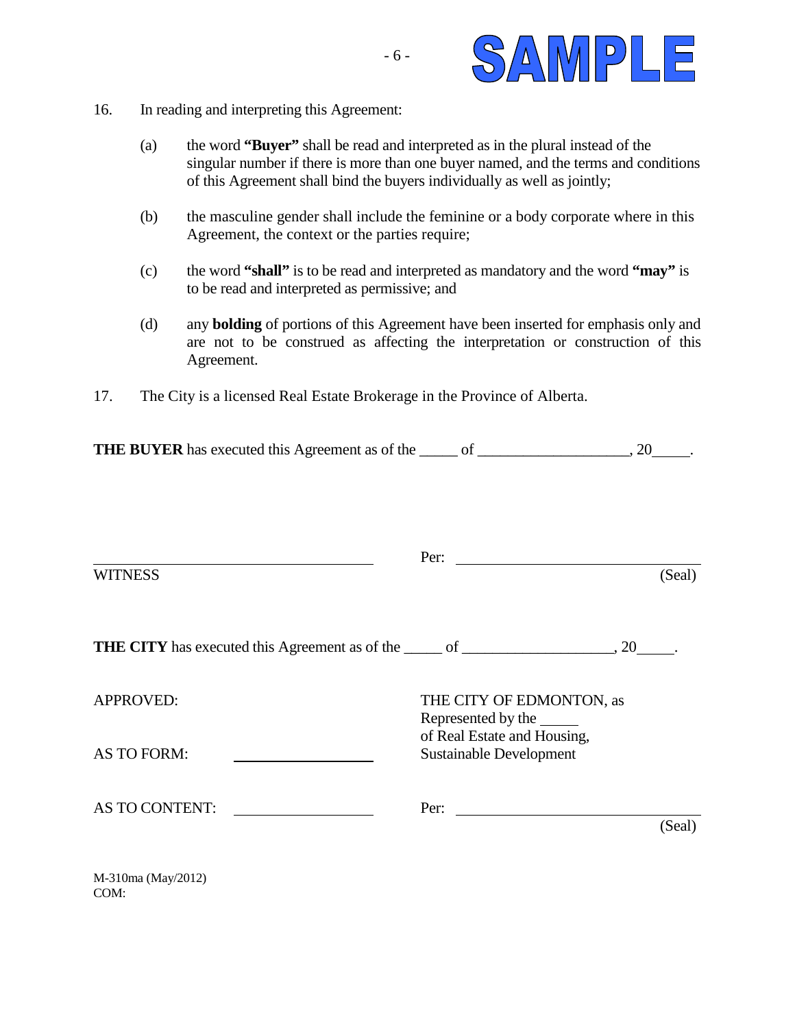16. In reading and interpreting this Agreement:

    (a) the word **"Buyer"** shall be read and interpreted as in the plural instead of the singular number if there is more than one buyer named, and the terms and conditions of this Agreement shall bind the buyers individually as well as jointly;

    (b) the masculine gender shall include the feminine or a body corporate where in this Agreement, the context or the parties require;

    (c) the word **"shall"** is to be read and interpreted as mandatory and the word **"may"** is to be read and interpreted as permissive; and

    (d) any **bolding** of portions of this Agreement have been inserted for emphasis only and are not to be construed as affecting the interpretation or construction of this Agreement.

17. The City is a licensed Real Estate Brokerage in the Province of Alberta.

**THE BUYER** has executed this Agreement as of the _____ of ___________________, 20_____.

______________________________ Per: ______________________________

WITNESS (Seal)

**THE CITY** has executed this Agreement as of the _____ of ___________________, 20_____.

APPROVED:

THE CITY OF EDMONTON, as Represented by the _____ of Real Estate and Housing, Sustainable Development

AS TO FORM: ____________________

AS TO CONTENT: ____________________

Per: ______________________________ (Seal)

M-310ma (May/2012)
COM: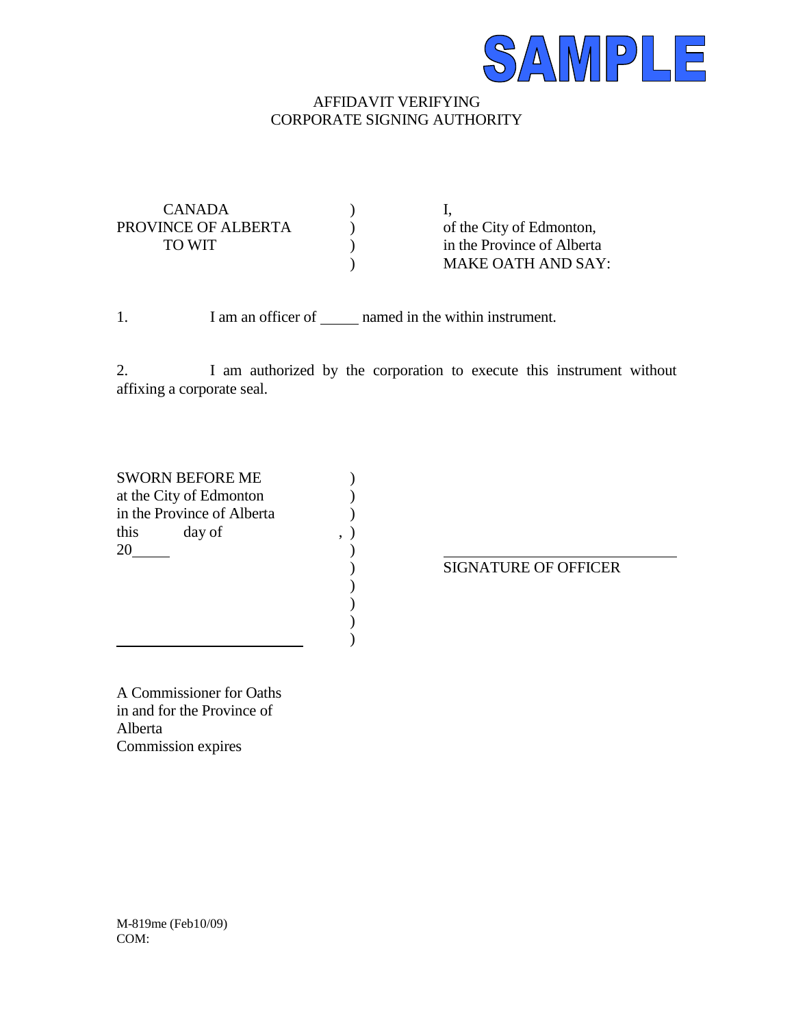SAMPLE

AFFIDAVIT VERIFYING
CORPORATE SIGNING AUTHORITY

| | | |
|---|---|---|
| CANADA | ) | I, |
| PROVINCE OF ALBERTA | ) | of the City of Edmonton, |
| TO WIT | ) | in the Province of Alberta |
| | ) | MAKE OATH AND SAY: |

1. I am an officer of _____ named in the within instrument.

2. I am authorized by the corporation to execute this instrument without affixing a corporate seal.

| | | |
|---|---|---|
| SWORN BEFORE ME | ) | |
| at the City of Edmonton | ) | |
| in the Province of Alberta | ) | |
| this day of , | ) | |
| 20_____ | ) | ______________________________ |
| | ) | SIGNATURE OF OFFICER |
| | ) | |
| | ) | |
| | ) | |
| ______________________________ | ) | |

A Commissioner for Oaths
in and for the Province of
Alberta
Commission expires

M-819me (Feb10/09)
COM: